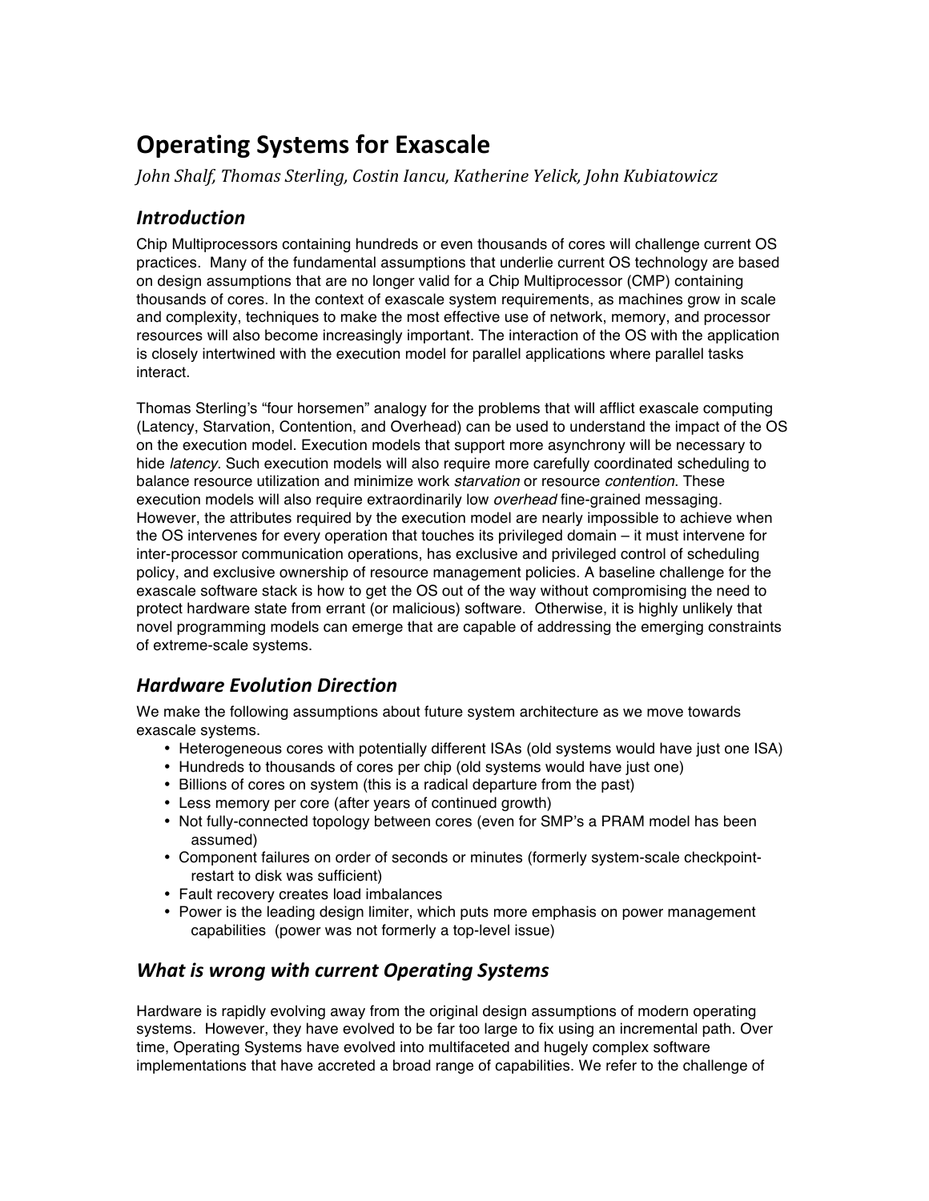# Operating Systems for Exascale

*John Shalf, Thomas Sterling, Costin Iancu, Katherine Yelick, John Kubiatowicz*

## *Introduction*

Chip Multiprocessors containing hundreds or even thousands of cores will challenge current OS practices. Many of the fundamental assumptions that underlie current OS technology are based on design assumptions that are no longer valid for a Chip Multiprocessor (CMP) containing thousands of cores. In the context of exascale system requirements, as machines grow in scale and complexity, techniques to make the most effective use of network, memory, and processor resources will also become increasingly important. The interaction of the OS with the application is closely intertwined with the execution model for parallel applications where parallel tasks interact.

Thomas Sterling's "four horsemen" analogy for the problems that will afflict exascale computing (Latency, Starvation, Contention, and Overhead) can be used to understand the impact of the OS on the execution model. Execution models that support more asynchrony will be necessary to hide *latency*. Such execution models will also require more carefully coordinated scheduling to balance resource utilization and minimize work *starvation* or resource *contention*. These execution models will also require extraordinarily low *overhead* fine-grained messaging. However, the attributes required by the execution model are nearly impossible to achieve when the OS intervenes for every operation that touches its privileged domain – it must intervene for inter-processor communication operations, has exclusive and privileged control of scheduling policy, and exclusive ownership of resource management policies. A baseline challenge for the exascale software stack is how to get the OS out of the way without compromising the need to protect hardware state from errant (or malicious) software. Otherwise, it is highly unlikely that novel programming models can emerge that are capable of addressing the emerging constraints of extreme-scale systems.

## *Hardware Evolution Direction*

We make the following assumptions about future system architecture as we move towards exascale systems.

- Heterogeneous cores with potentially different ISAs (old systems would have just one ISA)
- Hundreds to thousands of cores per chip (old systems would have just one)
- Billions of cores on system (this is a radical departure from the past)
- Less memory per core (after years of continued growth)
- Not fully-connected topology between cores (even for SMP's a PRAM model has been assumed)
- Component failures on order of seconds or minutes (formerly system-scale checkpoint-restart to disk was sufficient)
- Fault recovery creates load imbalances
- Power is the leading design limiter, which puts more emphasis on power management capabilities (power was not formerly a top-level issue)

## *What is wrong with current Operating Systems*

Hardware is rapidly evolving away from the original design assumptions of modern operating systems. However, they have evolved to be far too large to fix using an incremental path. Over time, Operating Systems have evolved into multifaceted and hugely complex software implementations that have accreted a broad range of capabilities. We refer to the challenge of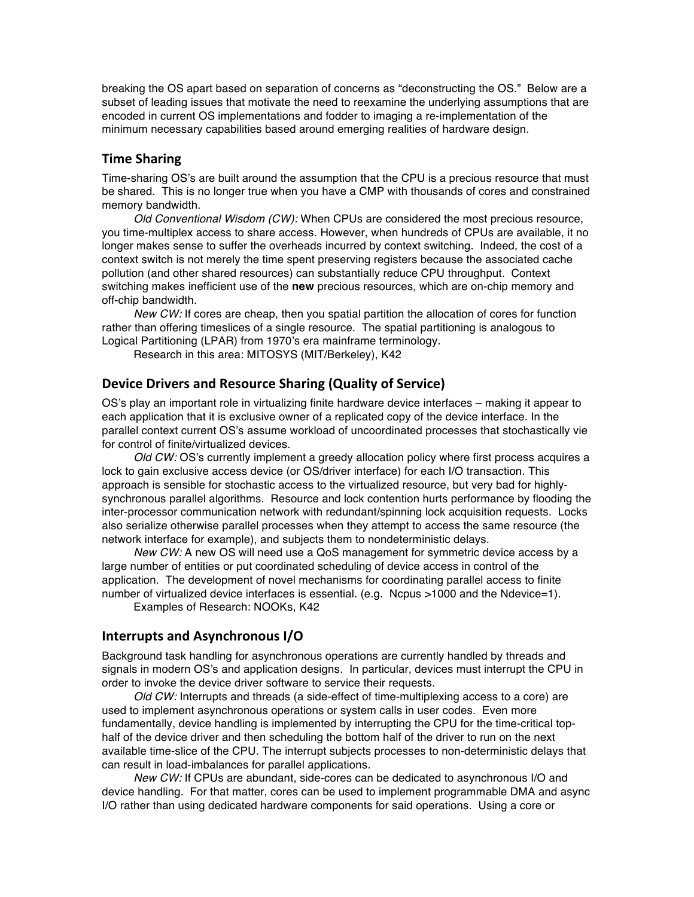breaking the OS apart based on separation of concerns as "deconstructing the OS." Below are a subset of leading issues that motivate the need to reexamine the underlying assumptions that are encoded in current OS implementations and fodder to imaging a re-implementation of the minimum necessary capabilities based around emerging realities of hardware design.

## Time Sharing

Time-sharing OS's are built around the assumption that the CPU is a precious resource that must be shared. This is no longer true when you have a CMP with thousands of cores and constrained memory bandwidth.

*Old Conventional Wisdom (CW):* When CPUs are considered the most precious resource, you time-multiplex access to share access. However, when hundreds of CPUs are available, it no longer makes sense to suffer the overheads incurred by context switching. Indeed, the cost of a context switch is not merely the time spent preserving registers because the associated cache pollution (and other shared resources) can substantially reduce CPU throughput. Context switching makes inefficient use of the **new** precious resources, which are on-chip memory and off-chip bandwidth.

*New CW:* If cores are cheap, then you spatial partition the allocation of cores for function rather than offering timeslices of a single resource. The spatial partitioning is analogous to Logical Partitioning (LPAR) from 1970's era mainframe terminology.

Research in this area: MITOSYS (MIT/Berkeley), K42

## Device Drivers and Resource Sharing (Quality of Service)

OS's play an important role in virtualizing finite hardware device interfaces – making it appear to each application that it is exclusive owner of a replicated copy of the device interface. In the parallel context current OS's assume workload of uncoordinated processes that stochastically vie for control of finite/virtualized devices.

*Old CW:* OS's currently implement a greedy allocation policy where first process acquires a lock to gain exclusive access device (or OS/driver interface) for each I/O transaction. This approach is sensible for stochastic access to the virtualized resource, but very bad for highly-synchronous parallel algorithms. Resource and lock contention hurts performance by flooding the inter-processor communication network with redundant/spinning lock acquisition requests. Locks also serialize otherwise parallel processes when they attempt to access the same resource (the network interface for example), and subjects them to nondeterministic delays.

*New CW:* A new OS will need use a QoS management for symmetric device access by a large number of entities or put coordinated scheduling of device access in control of the application. The development of novel mechanisms for coordinating parallel access to finite number of virtualized device interfaces is essential. (e.g. Ncpus >1000 and the Ndevice=1).

Examples of Research: NOOKs, K42

## Interrupts and Asynchronous I/O

Background task handling for asynchronous operations are currently handled by threads and signals in modern OS's and application designs. In particular, devices must interrupt the CPU in order to invoke the device driver software to service their requests.

*Old CW:* Interrupts and threads (a side-effect of time-multiplexing access to a core) are used to implement asynchronous operations or system calls in user codes. Even more fundamentally, device handling is implemented by interrupting the CPU for the time-critical top-half of the device driver and then scheduling the bottom half of the driver to run on the next available time-slice of the CPU. The interrupt subjects processes to non-deterministic delays that can result in load-imbalances for parallel applications.

*New CW:* If CPUs are abundant, side-cores can be dedicated to asynchronous I/O and device handling. For that matter, cores can be used to implement programmable DMA and async I/O rather than using dedicated hardware components for said operations. Using a core or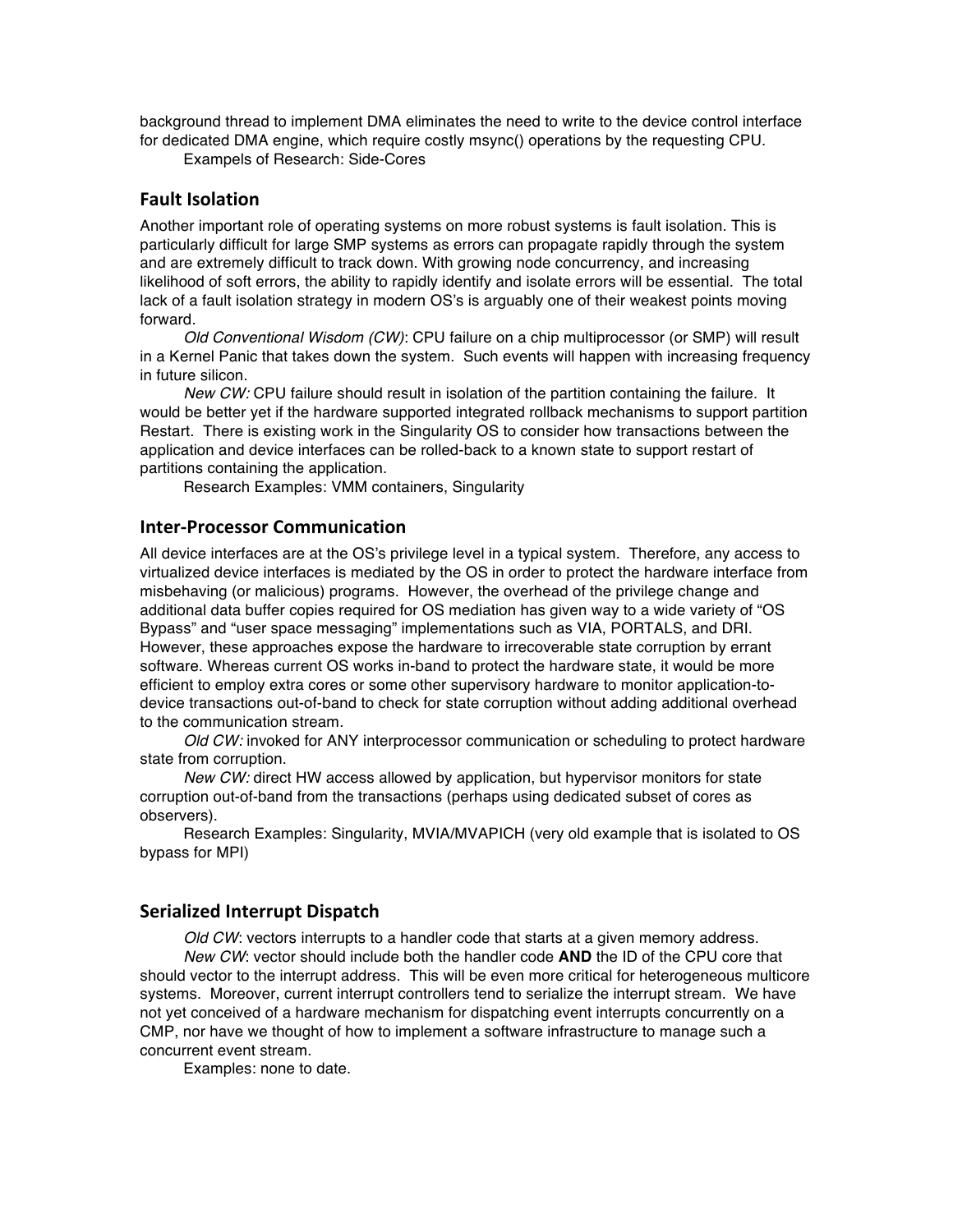background thread to implement DMA eliminates the need to write to the device control interface for dedicated DMA engine, which require costly msync() operations by the requesting CPU.

Exampels of Research: Side-Cores

## Fault Isolation

Another important role of operating systems on more robust systems is fault isolation. This is particularly difficult for large SMP systems as errors can propagate rapidly through the system and are extremely difficult to track down. With growing node concurrency, and increasing likelihood of soft errors, the ability to rapidly identify and isolate errors will be essential. The total lack of a fault isolation strategy in modern OS's is arguably one of their weakest points moving forward.

*Old Conventional Wisdom (CW)*: CPU failure on a chip multiprocessor (or SMP) will result in a Kernel Panic that takes down the system. Such events will happen with increasing frequency in future silicon.

*New CW:* CPU failure should result in isolation of the partition containing the failure. It would be better yet if the hardware supported integrated rollback mechanisms to support partition Restart. There is existing work in the Singularity OS to consider how transactions between the application and device interfaces can be rolled-back to a known state to support restart of partitions containing the application.

Research Examples: VMM containers, Singularity

## Inter-Processor Communication

All device interfaces are at the OS's privilege level in a typical system. Therefore, any access to virtualized device interfaces is mediated by the OS in order to protect the hardware interface from misbehaving (or malicious) programs. However, the overhead of the privilege change and additional data buffer copies required for OS mediation has given way to a wide variety of "OS Bypass" and "user space messaging" implementations such as VIA, PORTALS, and DRI. However, these approaches expose the hardware to irrecoverable state corruption by errant software. Whereas current OS works in-band to protect the hardware state, it would be more efficient to employ extra cores or some other supervisory hardware to monitor application-to-device transactions out-of-band to check for state corruption without adding additional overhead to the communication stream.

*Old CW:* invoked for ANY interprocessor communication or scheduling to protect hardware state from corruption.

*New CW:* direct HW access allowed by application, but hypervisor monitors for state corruption out-of-band from the transactions (perhaps using dedicated subset of cores as observers).

Research Examples: Singularity, MVIA/MVAPICH (very old example that is isolated to OS bypass for MPI)

## Serialized Interrupt Dispatch

*Old CW*: vectors interrupts to a handler code that starts at a given memory address.

*New CW*: vector should include both the handler code **AND** the ID of the CPU core that should vector to the interrupt address. This will be even more critical for heterogeneous multicore systems. Moreover, current interrupt controllers tend to serialize the interrupt stream. We have not yet conceived of a hardware mechanism for dispatching event interrupts concurrently on a CMP, nor have we thought of how to implement a software infrastructure to manage such a concurrent event stream.

Examples: none to date.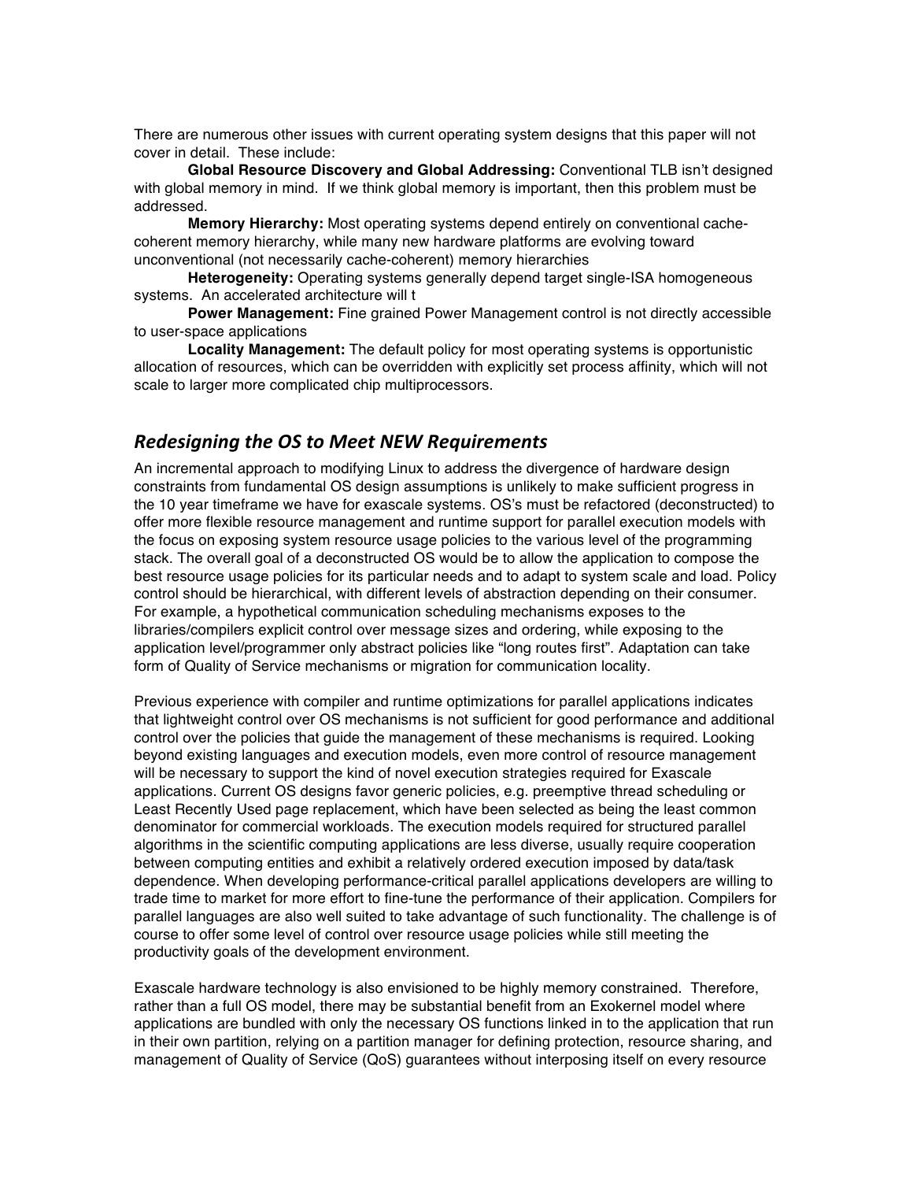There are numerous other issues with current operating system designs that this paper will not cover in detail. These include:

**Global Resource Discovery and Global Addressing:** Conventional TLB isn't designed with global memory in mind. If we think global memory is important, then this problem must be addressed.

**Memory Hierarchy:** Most operating systems depend entirely on conventional cache-coherent memory hierarchy, while many new hardware platforms are evolving toward unconventional (not necessarily cache-coherent) memory hierarchies

**Heterogeneity:** Operating systems generally depend target single-ISA homogeneous systems. An accelerated architecture will t

**Power Management:** Fine grained Power Management control is not directly accessible to user-space applications

**Locality Management:** The default policy for most operating systems is opportunistic allocation of resources, which can be overridden with explicitly set process affinity, which will not scale to larger more complicated chip multiprocessors.

## *Redesigning the OS to Meet NEW Requirements*

An incremental approach to modifying Linux to address the divergence of hardware design constraints from fundamental OS design assumptions is unlikely to make sufficient progress in the 10 year timeframe we have for exascale systems. OS's must be refactored (deconstructed) to offer more flexible resource management and runtime support for parallel execution models with the focus on exposing system resource usage policies to the various level of the programming stack. The overall goal of a deconstructed OS would be to allow the application to compose the best resource usage policies for its particular needs and to adapt to system scale and load. Policy control should be hierarchical, with different levels of abstraction depending on their consumer. For example, a hypothetical communication scheduling mechanisms exposes to the libraries/compilers explicit control over message sizes and ordering, while exposing to the application level/programmer only abstract policies like "long routes first". Adaptation can take form of Quality of Service mechanisms or migration for communication locality.

Previous experience with compiler and runtime optimizations for parallel applications indicates that lightweight control over OS mechanisms is not sufficient for good performance and additional control over the policies that guide the management of these mechanisms is required. Looking beyond existing languages and execution models, even more control of resource management will be necessary to support the kind of novel execution strategies required for Exascale applications. Current OS designs favor generic policies, e.g. preemptive thread scheduling or Least Recently Used page replacement, which have been selected as being the least common denominator for commercial workloads. The execution models required for structured parallel algorithms in the scientific computing applications are less diverse, usually require cooperation between computing entities and exhibit a relatively ordered execution imposed by data/task dependence. When developing performance-critical parallel applications developers are willing to trade time to market for more effort to fine-tune the performance of their application. Compilers for parallel languages are also well suited to take advantage of such functionality. The challenge is of course to offer some level of control over resource usage policies while still meeting the productivity goals of the development environment.

Exascale hardware technology is also envisioned to be highly memory constrained. Therefore, rather than a full OS model, there may be substantial benefit from an Exokernel model where applications are bundled with only the necessary OS functions linked in to the application that run in their own partition, relying on a partition manager for defining protection, resource sharing, and management of Quality of Service (QoS) guarantees without interposing itself on every resource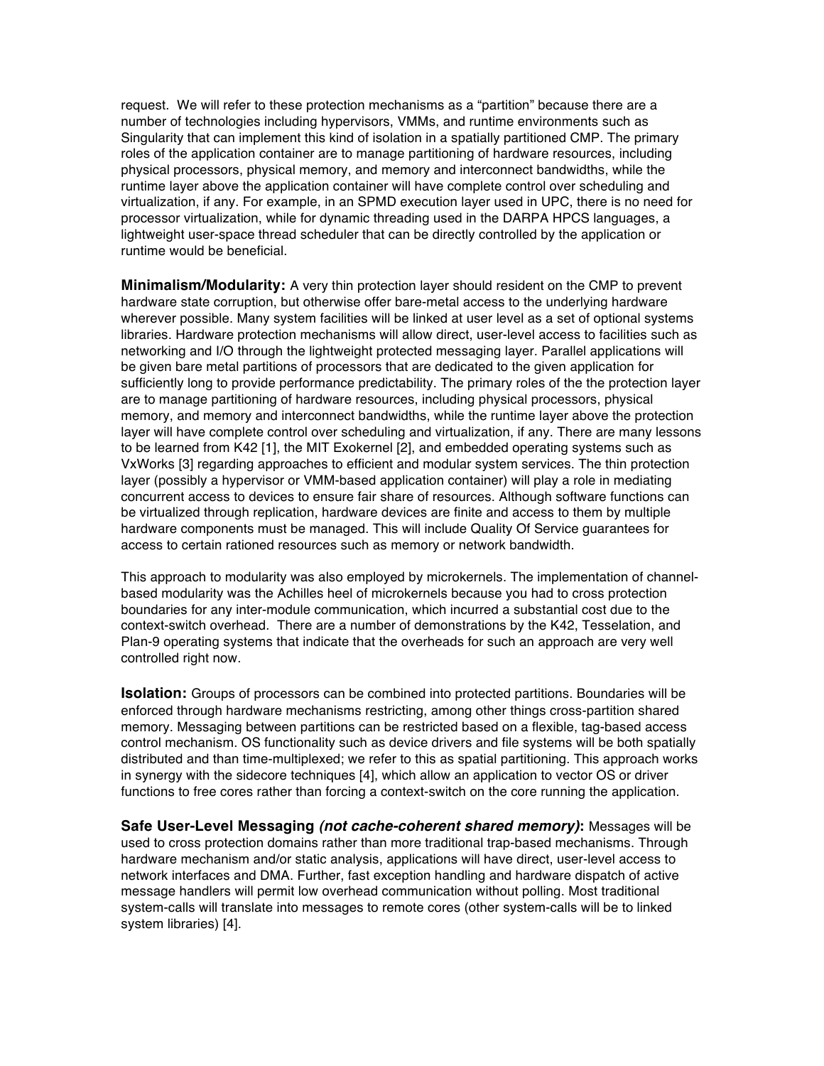request. We will refer to these protection mechanisms as a "partition" because there are a number of technologies including hypervisors, VMMs, and runtime environments such as Singularity that can implement this kind of isolation in a spatially partitioned CMP. The primary roles of the application container are to manage partitioning of hardware resources, including physical processors, physical memory, and memory and interconnect bandwidths, while the runtime layer above the application container will have complete control over scheduling and virtualization, if any. For example, in an SPMD execution layer used in UPC, there is no need for processor virtualization, while for dynamic threading used in the DARPA HPCS languages, a lightweight user-space thread scheduler that can be directly controlled by the application or runtime would be beneficial.

**Minimalism/Modularity:** A very thin protection layer should resident on the CMP to prevent hardware state corruption, but otherwise offer bare-metal access to the underlying hardware wherever possible. Many system facilities will be linked at user level as a set of optional systems libraries. Hardware protection mechanisms will allow direct, user-level access to facilities such as networking and I/O through the lightweight protected messaging layer. Parallel applications will be given bare metal partitions of processors that are dedicated to the given application for sufficiently long to provide performance predictability. The primary roles of the the protection layer are to manage partitioning of hardware resources, including physical processors, physical memory, and memory and interconnect bandwidths, while the runtime layer above the protection layer will have complete control over scheduling and virtualization, if any. There are many lessons to be learned from K42 [1], the MIT Exokernel [2], and embedded operating systems such as VxWorks [3] regarding approaches to efficient and modular system services. The thin protection layer (possibly a hypervisor or VMM-based application container) will play a role in mediating concurrent access to devices to ensure fair share of resources. Although software functions can be virtualized through replication, hardware devices are finite and access to them by multiple hardware components must be managed. This will include Quality Of Service guarantees for access to certain rationed resources such as memory or network bandwidth.

This approach to modularity was also employed by microkernels. The implementation of channel-based modularity was the Achilles heel of microkernels because you had to cross protection boundaries for any inter-module communication, which incurred a substantial cost due to the context-switch overhead. There are a number of demonstrations by the K42, Tesselation, and Plan-9 operating systems that indicate that the overheads for such an approach are very well controlled right now.

**Isolation:** Groups of processors can be combined into protected partitions. Boundaries will be enforced through hardware mechanisms restricting, among other things cross-partition shared memory. Messaging between partitions can be restricted based on a flexible, tag-based access control mechanism. OS functionality such as device drivers and file systems will be both spatially distributed and than time-multiplexed; we refer to this as spatial partitioning. This approach works in synergy with the sidecore techniques [4], which allow an application to vector OS or driver functions to free cores rather than forcing a context-switch on the core running the application.

**Safe User-Level Messaging *(not cache-coherent shared memory)*:** Messages will be used to cross protection domains rather than more traditional trap-based mechanisms. Through hardware mechanism and/or static analysis, applications will have direct, user-level access to network interfaces and DMA. Further, fast exception handling and hardware dispatch of active message handlers will permit low overhead communication without polling. Most traditional system-calls will translate into messages to remote cores (other system-calls will be to linked system libraries) [4].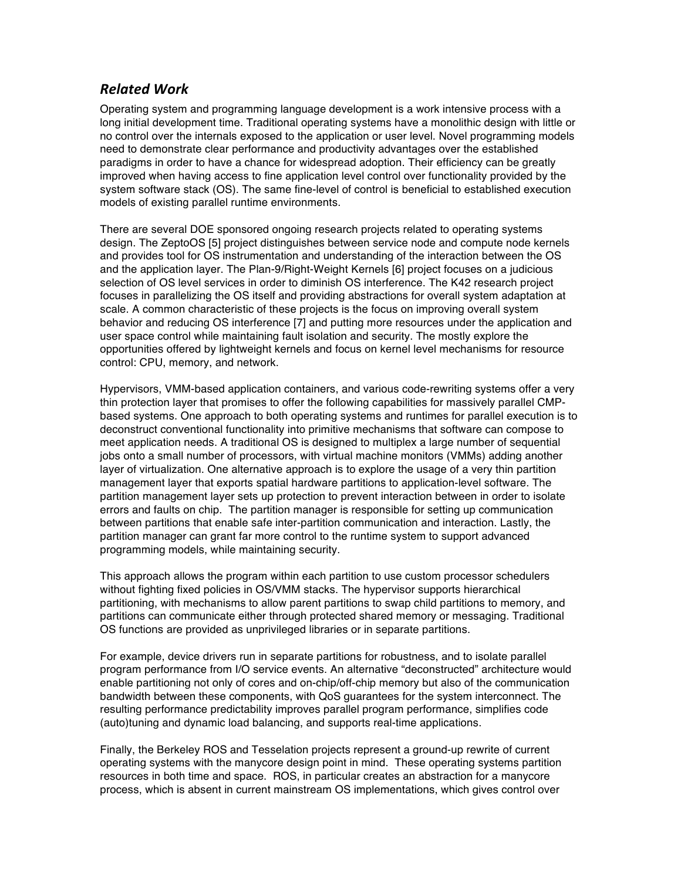## *Related Work*

Operating system and programming language development is a work intensive process with a long initial development time. Traditional operating systems have a monolithic design with little or no control over the internals exposed to the application or user level. Novel programming models need to demonstrate clear performance and productivity advantages over the established paradigms in order to have a chance for widespread adoption. Their efficiency can be greatly improved when having access to fine application level control over functionality provided by the system software stack (OS). The same fine-level of control is beneficial to established execution models of existing parallel runtime environments.

There are several DOE sponsored ongoing research projects related to operating systems design. The ZeptoOS [5] project distinguishes between service node and compute node kernels and provides tool for OS instrumentation and understanding of the interaction between the OS and the application layer. The Plan-9/Right-Weight Kernels [6] project focuses on a judicious selection of OS level services in order to diminish OS interference. The K42 research project focuses in parallelizing the OS itself and providing abstractions for overall system adaptation at scale. A common characteristic of these projects is the focus on improving overall system behavior and reducing OS interference [7] and putting more resources under the application and user space control while maintaining fault isolation and security. The mostly explore the opportunities offered by lightweight kernels and focus on kernel level mechanisms for resource control: CPU, memory, and network.

Hypervisors, VMM-based application containers, and various code-rewriting systems offer a very thin protection layer that promises to offer the following capabilities for massively parallel CMP-based systems. One approach to both operating systems and runtimes for parallel execution is to deconstruct conventional functionality into primitive mechanisms that software can compose to meet application needs. A traditional OS is designed to multiplex a large number of sequential jobs onto a small number of processors, with virtual machine monitors (VMMs) adding another layer of virtualization. One alternative approach is to explore the usage of a very thin partition management layer that exports spatial hardware partitions to application-level software. The partition management layer sets up protection to prevent interaction between in order to isolate errors and faults on chip. The partition manager is responsible for setting up communication between partitions that enable safe inter-partition communication and interaction. Lastly, the partition manager can grant far more control to the runtime system to support advanced programming models, while maintaining security.

This approach allows the program within each partition to use custom processor schedulers without fighting fixed policies in OS/VMM stacks. The hypervisor supports hierarchical partitioning, with mechanisms to allow parent partitions to swap child partitions to memory, and partitions can communicate either through protected shared memory or messaging. Traditional OS functions are provided as unprivileged libraries or in separate partitions.

For example, device drivers run in separate partitions for robustness, and to isolate parallel program performance from I/O service events. An alternative "deconstructed" architecture would enable partitioning not only of cores and on-chip/off-chip memory but also of the communication bandwidth between these components, with QoS guarantees for the system interconnect. The resulting performance predictability improves parallel program performance, simplifies code (auto)tuning and dynamic load balancing, and supports real-time applications.

Finally, the Berkeley ROS and Tesselation projects represent a ground-up rewrite of current operating systems with the manycore design point in mind. These operating systems partition resources in both time and space. ROS, in particular creates an abstraction for a manycore process, which is absent in current mainstream OS implementations, which gives control over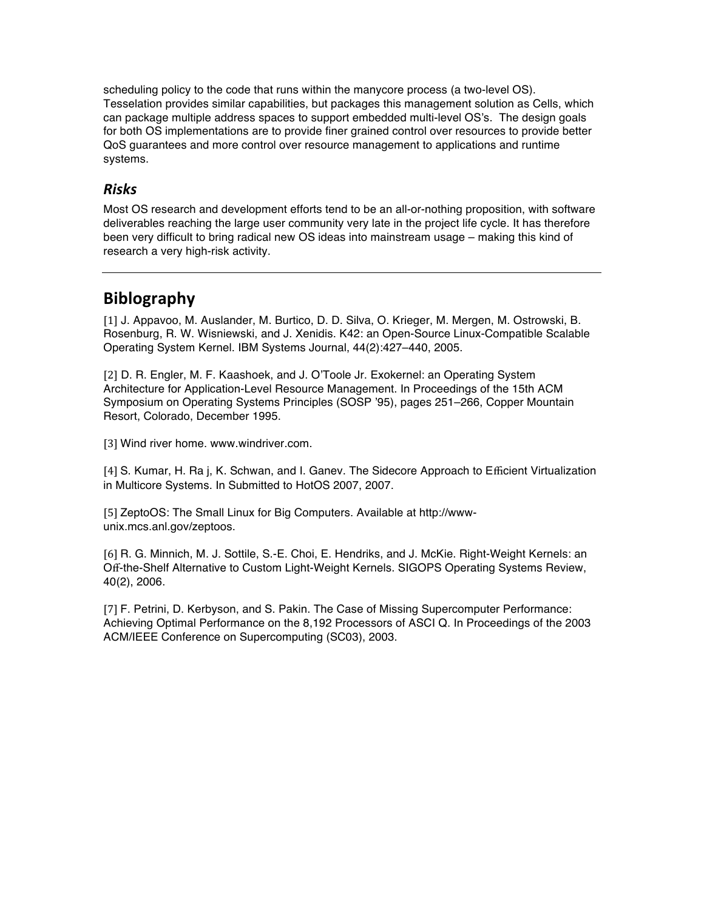scheduling policy to the code that runs within the manycore process (a two-level OS). Tesselation provides similar capabilities, but packages this management solution as Cells, which can package multiple address spaces to support embedded multi-level OS's. The design goals for both OS implementations are to provide finer grained control over resources to provide better QoS guarantees and more control over resource management to applications and runtime systems.

### *Risks*

Most OS research and development efforts tend to be an all-or-nothing proposition, with software deliverables reaching the large user community very late in the project life cycle. It has therefore been very difficult to bring radical new OS ideas into mainstream usage – making this kind of research a very high-risk activity.

---

## Biblography

[1] J. Appavoo, M. Auslander, M. Burtico, D. D. Silva, O. Krieger, M. Mergen, M. Ostrowski, B. Rosenburg, R. W. Wisniewski, and J. Xenidis. K42: an Open-Source Linux-Compatible Scalable Operating System Kernel. IBM Systems Journal, 44(2):427–440, 2005.

[2] D. R. Engler, M. F. Kaashoek, and J. O'Toole Jr. Exokernel: an Operating System Architecture for Application-Level Resource Management. In Proceedings of the 15th ACM Symposium on Operating Systems Principles (SOSP '95), pages 251–266, Copper Mountain Resort, Colorado, December 1995.

[3] Wind river home. www.windriver.com.

[4] S. Kumar, H. Ra j, K. Schwan, and I. Ganev. The Sidecore Approach to Efficient Virtualization in Multicore Systems. In Submitted to HotOS 2007, 2007.

[5] ZeptoOS: The Small Linux for Big Computers. Available at http://www-unix.mcs.anl.gov/zeptoos.

[6] R. G. Minnich, M. J. Sottile, S.-E. Choi, E. Hendriks, and J. McKie. Right-Weight Kernels: an Off-the-Shelf Alternative to Custom Light-Weight Kernels. SIGOPS Operating Systems Review, 40(2), 2006.

[7] F. Petrini, D. Kerbyson, and S. Pakin. The Case of Missing Supercomputer Performance: Achieving Optimal Performance on the 8,192 Processors of ASCI Q. In Proceedings of the 2003 ACM/IEEE Conference on Supercomputing (SC03), 2003.